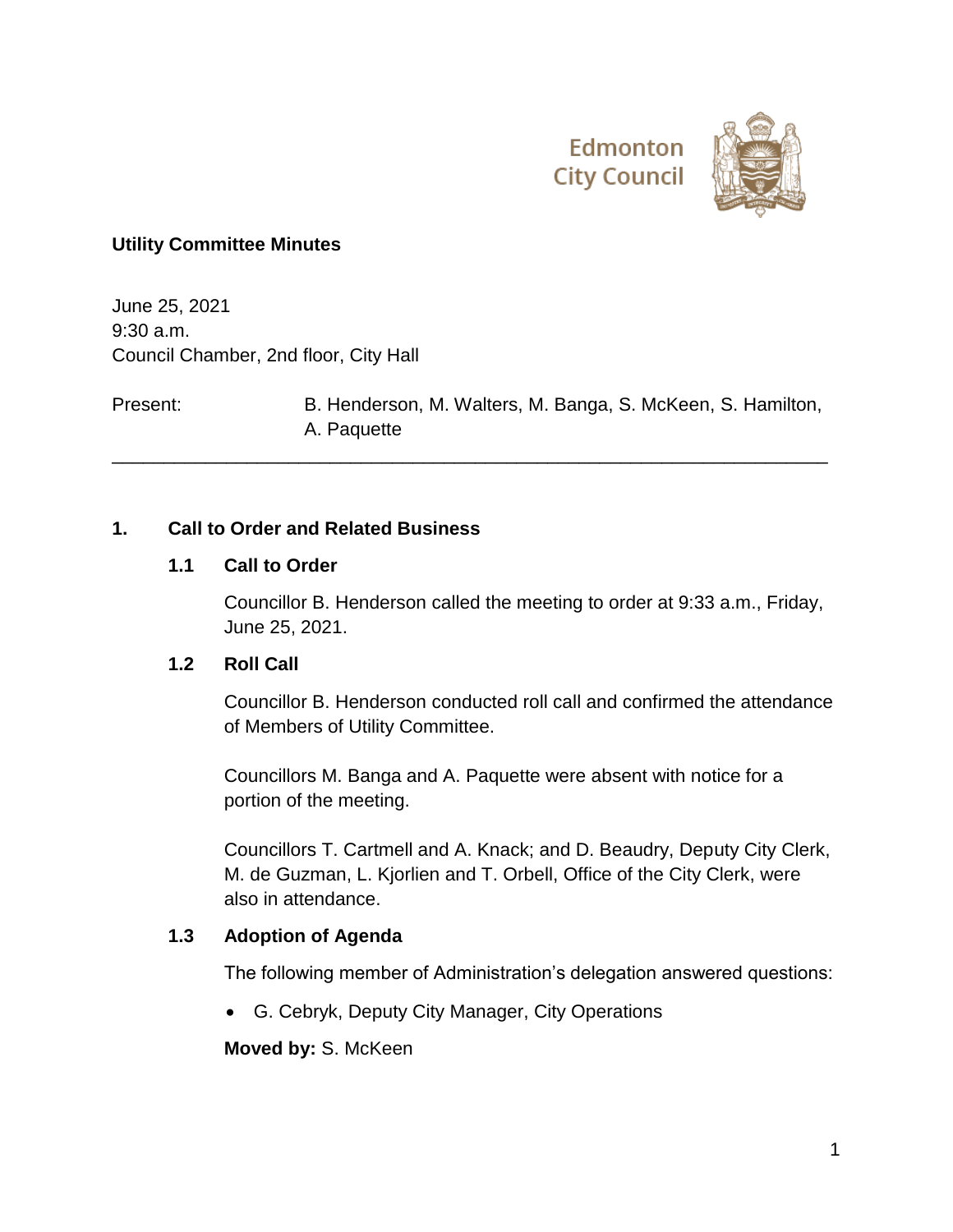Edmonton City Council

# Utility Committee Minutes

June 25, 2021
9:30 a.m.
Council Chamber, 2nd floor, City Hall

Present: B. Henderson, M. Walters, M. Banga, S. McKeen, S. Hamilton, A. Paquette

---

## 1. Call to Order and Related Business

### 1.1 Call to Order

Councillor B. Henderson called the meeting to order at 9:33 a.m., Friday, June 25, 2021.

### 1.2 Roll Call

Councillor B. Henderson conducted roll call and confirmed the attendance of Members of Utility Committee.

Councillors M. Banga and A. Paquette were absent with notice for a portion of the meeting.

Councillors T. Cartmell and A. Knack; and D. Beaudry, Deputy City Clerk, M. de Guzman, L. Kjorlien and T. Orbell, Office of the City Clerk, were also in attendance.

### 1.3 Adoption of Agenda

The following member of Administration's delegation answered questions:

- G. Cebryk, Deputy City Manager, City Operations

**Moved by:** S. McKeen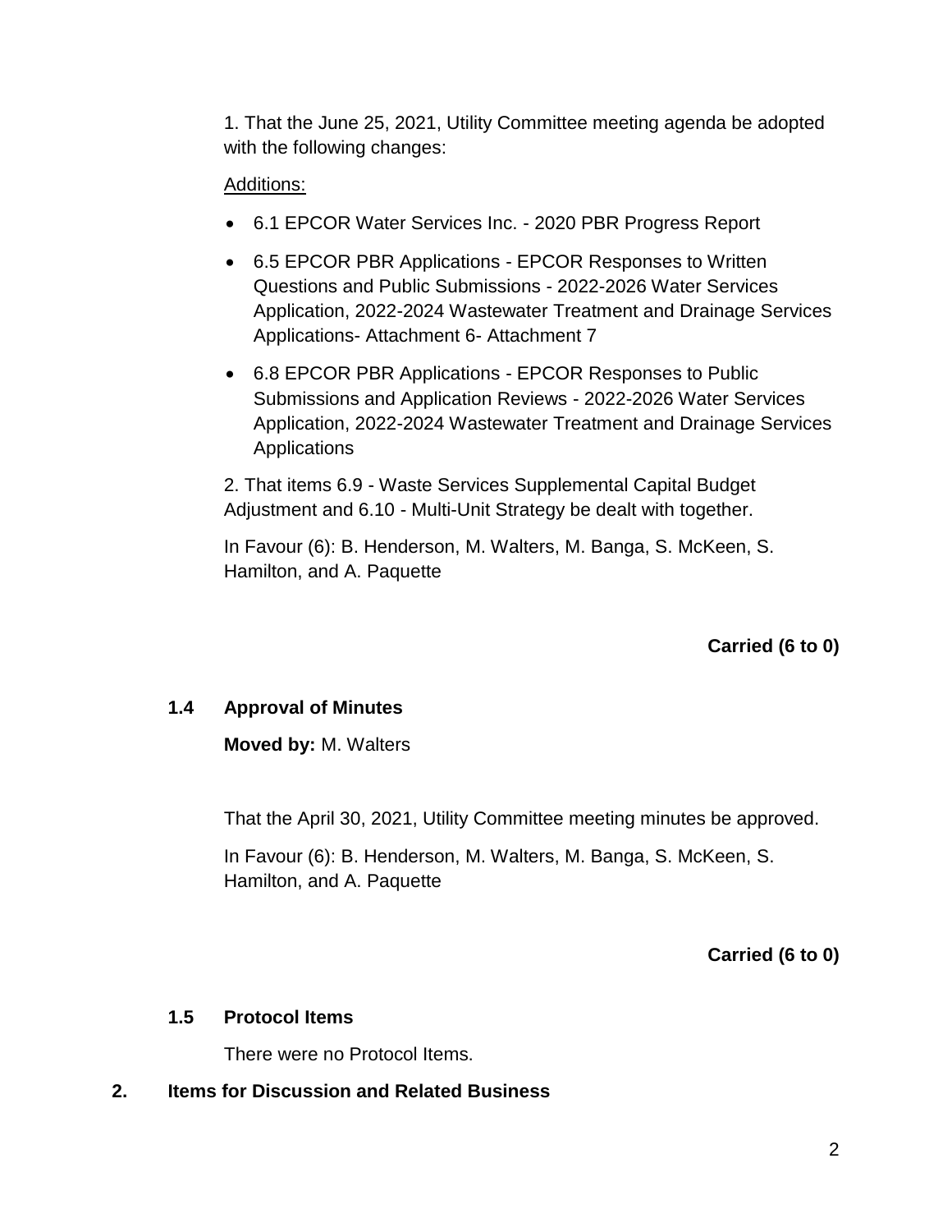1. That the June 25, 2021, Utility Committee meeting agenda be adopted with the following changes:

Additions:

- 6.1 EPCOR Water Services Inc. - 2020 PBR Progress Report
- 6.5 EPCOR PBR Applications - EPCOR Responses to Written Questions and Public Submissions - 2022-2026 Water Services Application, 2022-2024 Wastewater Treatment and Drainage Services Applications- Attachment 6- Attachment 7
- 6.8 EPCOR PBR Applications - EPCOR Responses to Public Submissions and Application Reviews - 2022-2026 Water Services Application, 2022-2024 Wastewater Treatment and Drainage Services Applications

2. That items 6.9 - Waste Services Supplemental Capital Budget Adjustment and 6.10 - Multi-Unit Strategy be dealt with together.

In Favour (6): B. Henderson, M. Walters, M. Banga, S. McKeen, S. Hamilton, and A. Paquette

**Carried (6 to 0)**

### 1.4 Approval of Minutes

**Moved by:** M. Walters

That the April 30, 2021, Utility Committee meeting minutes be approved.

In Favour (6): B. Henderson, M. Walters, M. Banga, S. McKeen, S. Hamilton, and A. Paquette

**Carried (6 to 0)**

### 1.5 Protocol Items

There were no Protocol Items.

## 2. Items for Discussion and Related Business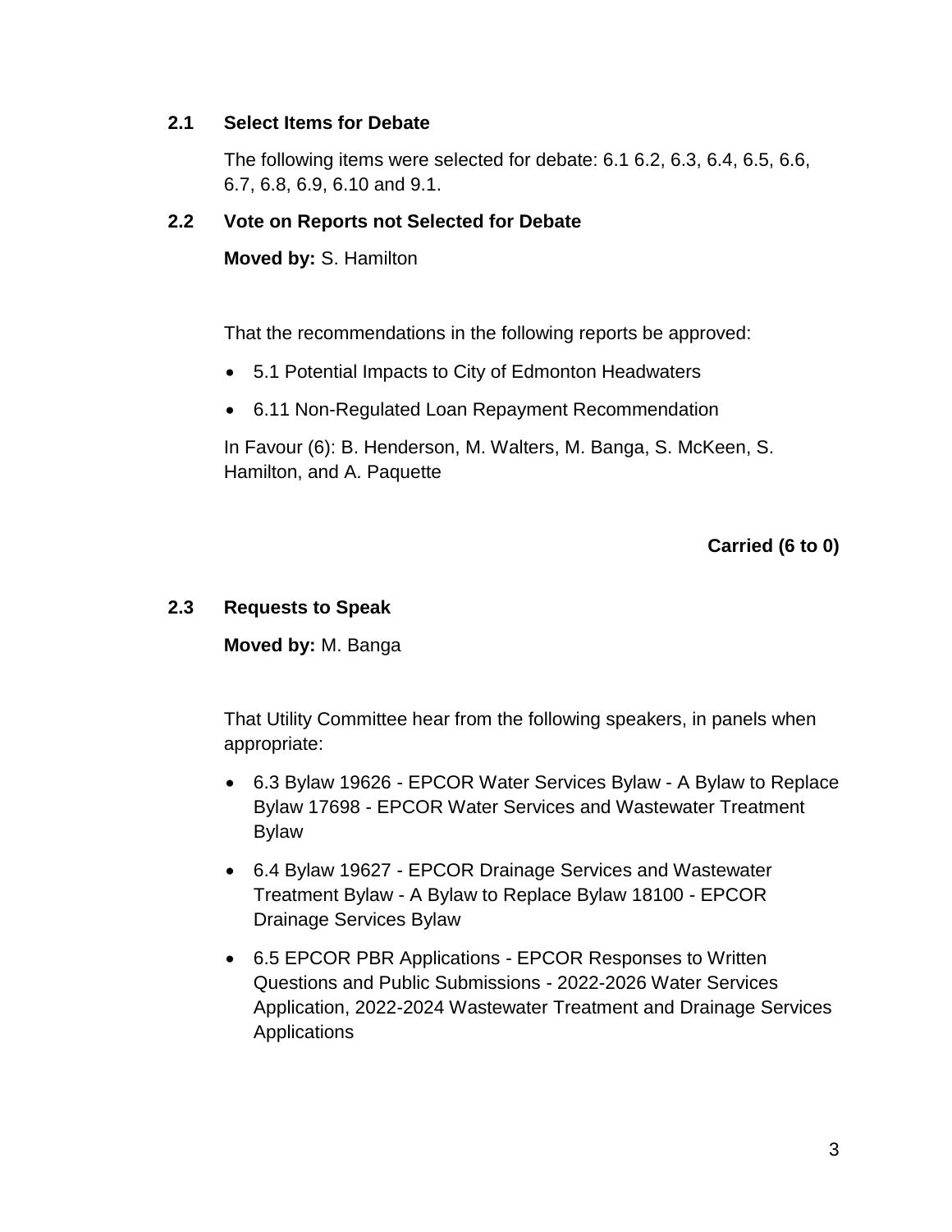### 2.1 Select Items for Debate

The following items were selected for debate: 6.1 6.2, 6.3, 6.4, 6.5, 6.6, 6.7, 6.8, 6.9, 6.10 and 9.1.

### 2.2 Vote on Reports not Selected for Debate

**Moved by:** S. Hamilton

That the recommendations in the following reports be approved:

- 5.1 Potential Impacts to City of Edmonton Headwaters
- 6.11 Non-Regulated Loan Repayment Recommendation

In Favour (6): B. Henderson, M. Walters, M. Banga, S. McKeen, S. Hamilton, and A. Paquette

**Carried (6 to 0)**

### 2.3 Requests to Speak

**Moved by:** M. Banga

That Utility Committee hear from the following speakers, in panels when appropriate:

- 6.3 Bylaw 19626 - EPCOR Water Services Bylaw - A Bylaw to Replace Bylaw 17698 - EPCOR Water Services and Wastewater Treatment Bylaw
- 6.4 Bylaw 19627 - EPCOR Drainage Services and Wastewater Treatment Bylaw - A Bylaw to Replace Bylaw 18100 - EPCOR Drainage Services Bylaw
- 6.5 EPCOR PBR Applications - EPCOR Responses to Written Questions and Public Submissions - 2022-2026 Water Services Application, 2022-2024 Wastewater Treatment and Drainage Services Applications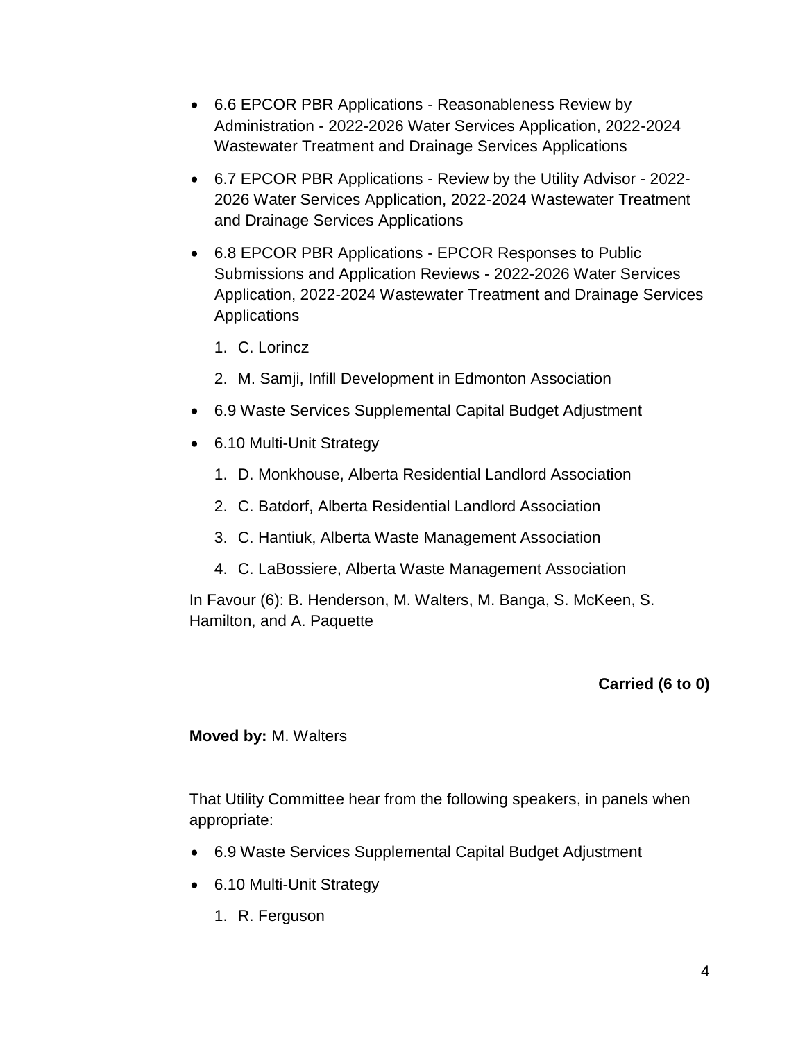- 6.6 EPCOR PBR Applications - Reasonableness Review by Administration - 2022-2026 Water Services Application, 2022-2024 Wastewater Treatment and Drainage Services Applications
- 6.7 EPCOR PBR Applications - Review by the Utility Advisor - 2022-2026 Water Services Application, 2022-2024 Wastewater Treatment and Drainage Services Applications
- 6.8 EPCOR PBR Applications - EPCOR Responses to Public Submissions and Application Reviews - 2022-2026 Water Services Application, 2022-2024 Wastewater Treatment and Drainage Services Applications
    1. C. Lorincz
    2. M. Samji, Infill Development in Edmonton Association
- 6.9 Waste Services Supplemental Capital Budget Adjustment
- 6.10 Multi-Unit Strategy
    1. D. Monkhouse, Alberta Residential Landlord Association
    2. C. Batdorf, Alberta Residential Landlord Association
    3. C. Hantiuk, Alberta Waste Management Association
    4. C. LaBossiere, Alberta Waste Management Association

In Favour (6): B. Henderson, M. Walters, M. Banga, S. McKeen, S. Hamilton, and A. Paquette

**Carried (6 to 0)**

**Moved by:** M. Walters

That Utility Committee hear from the following speakers, in panels when appropriate:

- 6.9 Waste Services Supplemental Capital Budget Adjustment
- 6.10 Multi-Unit Strategy
    1. R. Ferguson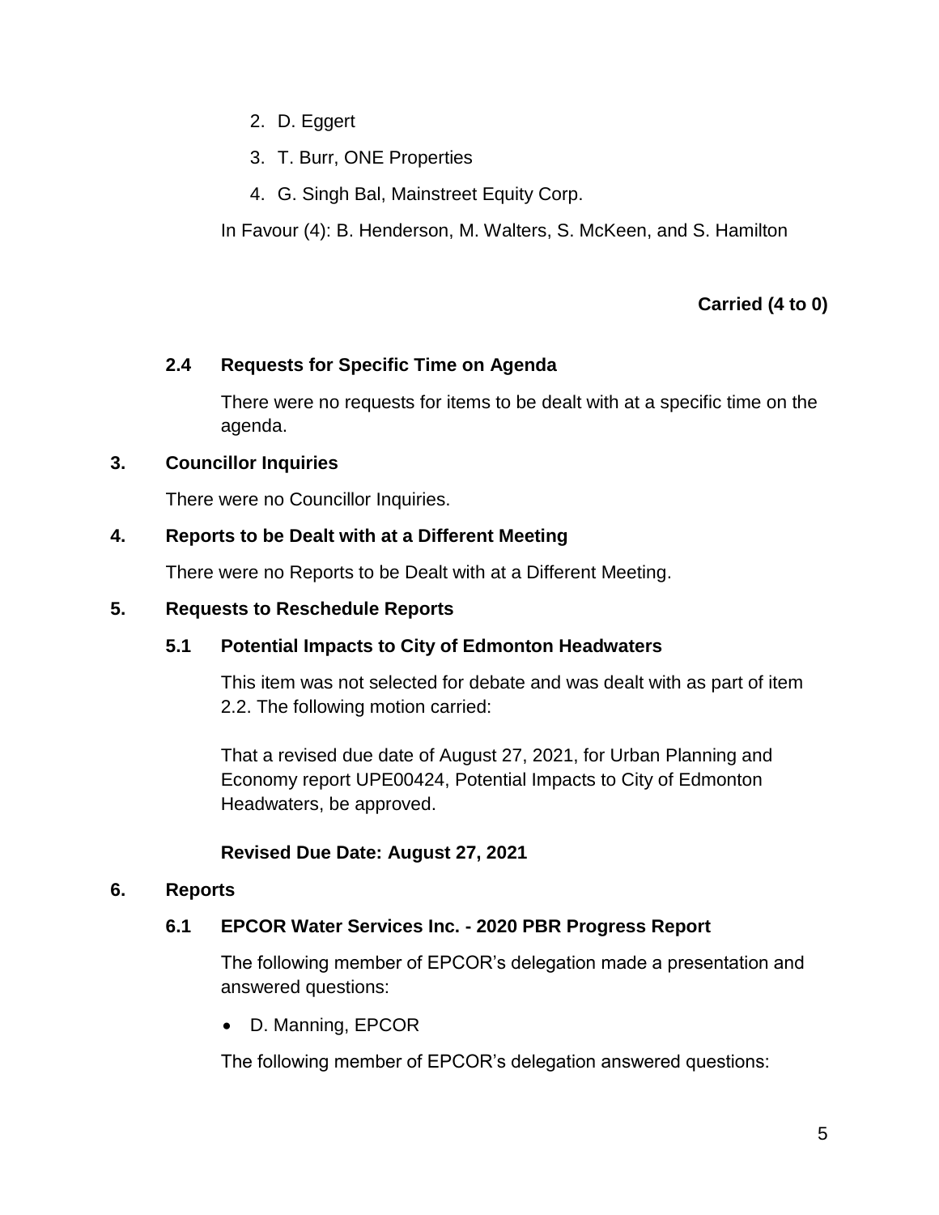2. D. Eggert
3. T. Burr, ONE Properties
4. G. Singh Bal, Mainstreet Equity Corp.

In Favour (4): B. Henderson, M. Walters, S. McKeen, and S. Hamilton

**Carried (4 to 0)**

### 2.4 Requests for Specific Time on Agenda

There were no requests for items to be dealt with at a specific time on the agenda.

## 3. Councillor Inquiries

There were no Councillor Inquiries.

## 4. Reports to be Dealt with at a Different Meeting

There were no Reports to be Dealt with at a Different Meeting.

## 5. Requests to Reschedule Reports

### 5.1 Potential Impacts to City of Edmonton Headwaters

This item was not selected for debate and was dealt with as part of item 2.2. The following motion carried:

That a revised due date of August 27, 2021, for Urban Planning and Economy report UPE00424, Potential Impacts to City of Edmonton Headwaters, be approved.

**Revised Due Date: August 27, 2021**

## 6. Reports

### 6.1 EPCOR Water Services Inc. - 2020 PBR Progress Report

The following member of EPCOR's delegation made a presentation and answered questions:

- D. Manning, EPCOR

The following member of EPCOR's delegation answered questions: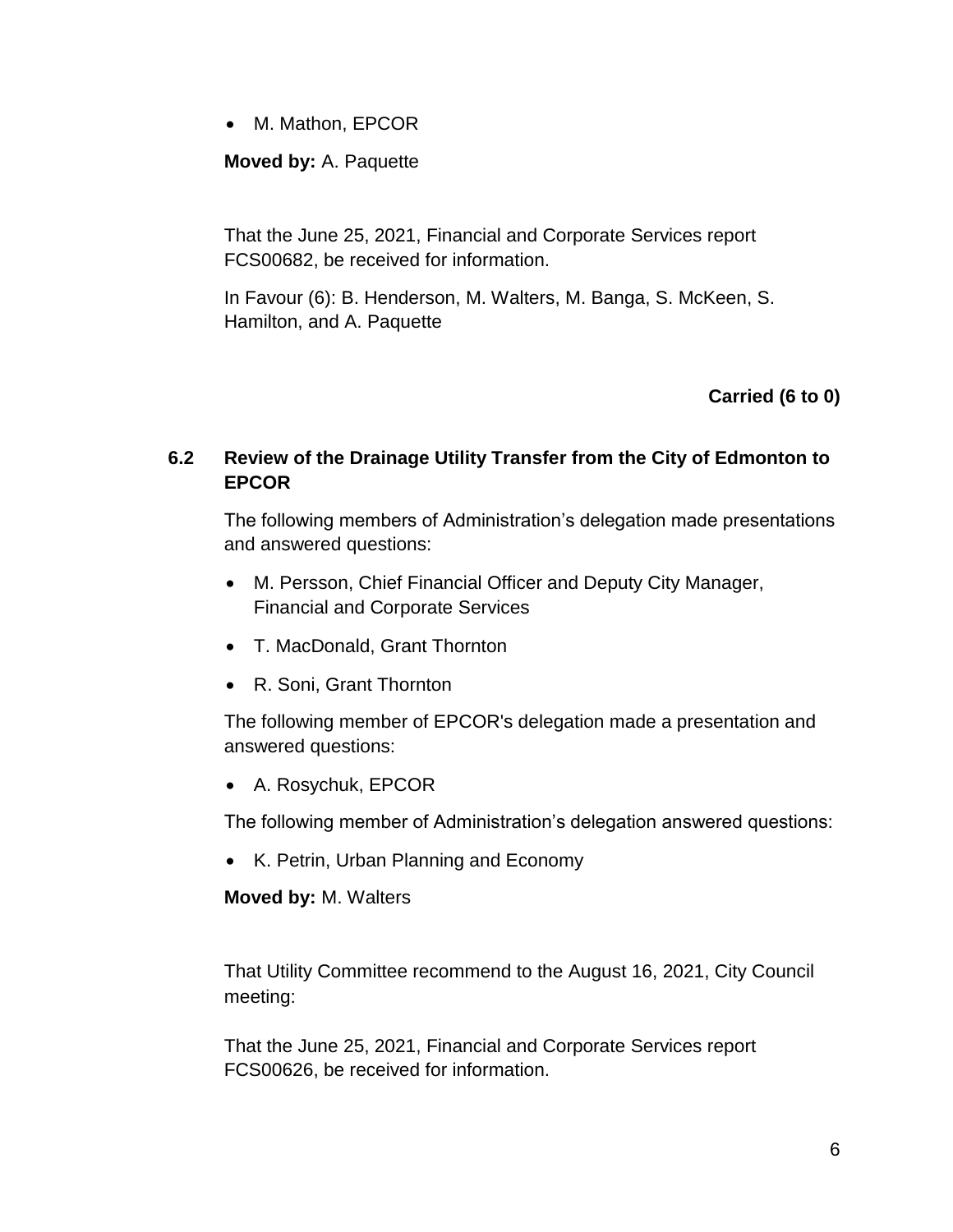- M. Mathon, EPCOR

**Moved by:** A. Paquette

That the June 25, 2021, Financial and Corporate Services report FCS00682, be received for information.

In Favour (6): B. Henderson, M. Walters, M. Banga, S. McKeen, S. Hamilton, and A. Paquette

**Carried (6 to 0)**

### 6.2 Review of the Drainage Utility Transfer from the City of Edmonton to EPCOR

The following members of Administration's delegation made presentations and answered questions:

- M. Persson, Chief Financial Officer and Deputy City Manager, Financial and Corporate Services
- T. MacDonald, Grant Thornton
- R. Soni, Grant Thornton

The following member of EPCOR's delegation made a presentation and answered questions:

- A. Rosychuk, EPCOR

The following member of Administration's delegation answered questions:

- K. Petrin, Urban Planning and Economy

**Moved by:** M. Walters

That Utility Committee recommend to the August 16, 2021, City Council meeting:

That the June 25, 2021, Financial and Corporate Services report FCS00626, be received for information.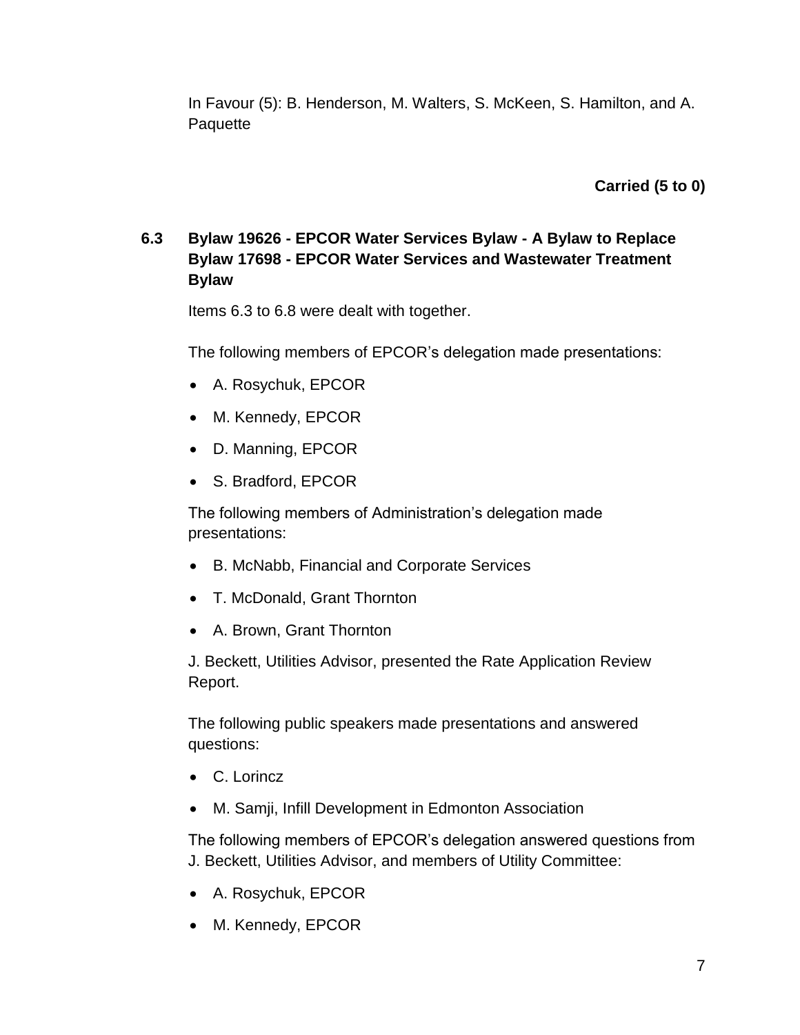In Favour (5): B. Henderson, M. Walters, S. McKeen, S. Hamilton, and A. Paquette

**Carried (5 to 0)**

### 6.3 Bylaw 19626 - EPCOR Water Services Bylaw - A Bylaw to Replace Bylaw 17698 - EPCOR Water Services and Wastewater Treatment Bylaw

Items 6.3 to 6.8 were dealt with together.

The following members of EPCOR's delegation made presentations:

- A. Rosychuk, EPCOR
- M. Kennedy, EPCOR
- D. Manning, EPCOR
- S. Bradford, EPCOR

The following members of Administration's delegation made presentations:

- B. McNabb, Financial and Corporate Services
- T. McDonald, Grant Thornton
- A. Brown, Grant Thornton

J. Beckett, Utilities Advisor, presented the Rate Application Review Report.

The following public speakers made presentations and answered questions:

- C. Lorincz
- M. Samji, Infill Development in Edmonton Association

The following members of EPCOR's delegation answered questions from J. Beckett, Utilities Advisor, and members of Utility Committee:

- A. Rosychuk, EPCOR
- M. Kennedy, EPCOR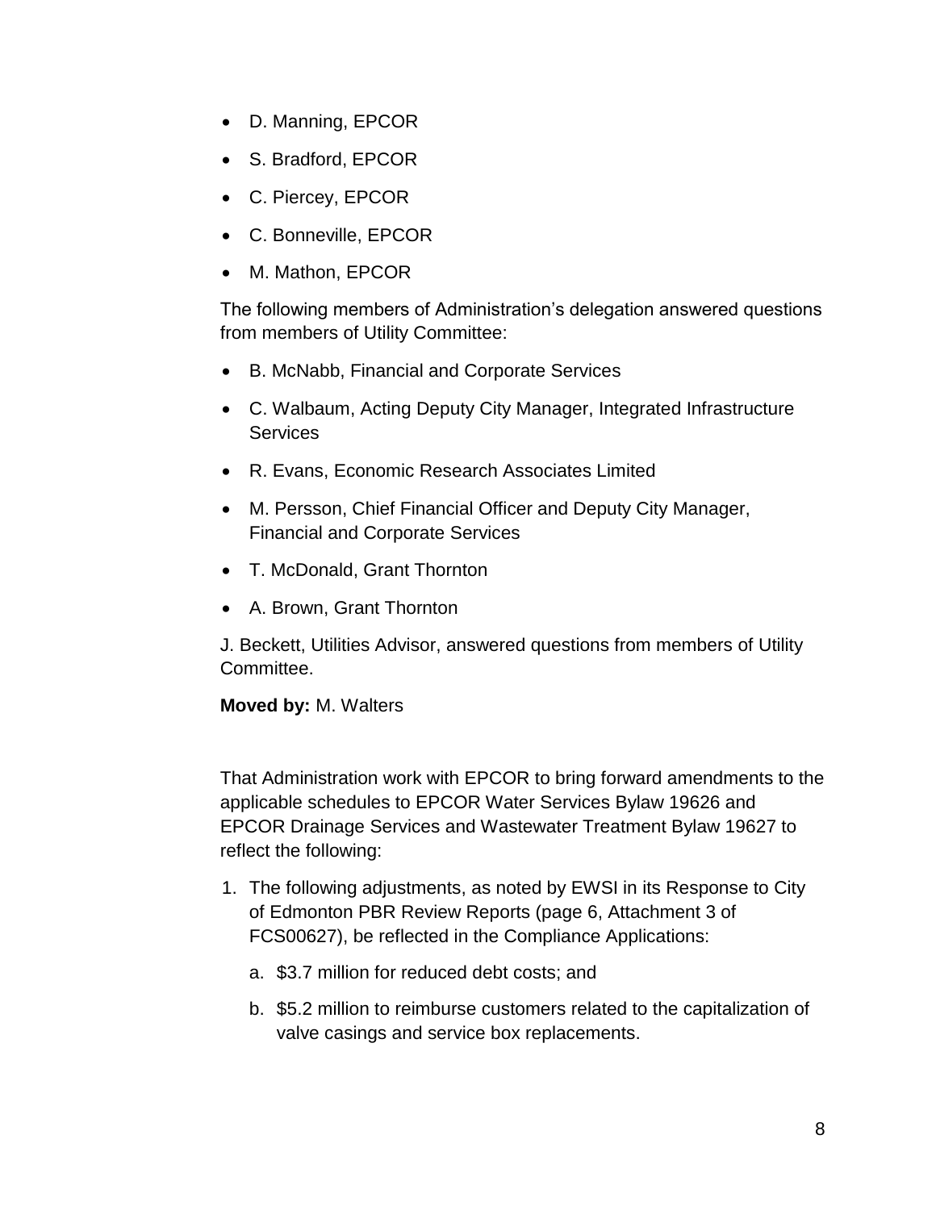- D. Manning, EPCOR
- S. Bradford, EPCOR
- C. Piercey, EPCOR
- C. Bonneville, EPCOR
- M. Mathon, EPCOR

The following members of Administration's delegation answered questions from members of Utility Committee:

- B. McNabb, Financial and Corporate Services
- C. Walbaum, Acting Deputy City Manager, Integrated Infrastructure Services
- R. Evans, Economic Research Associates Limited
- M. Persson, Chief Financial Officer and Deputy City Manager, Financial and Corporate Services
- T. McDonald, Grant Thornton
- A. Brown, Grant Thornton

J. Beckett, Utilities Advisor, answered questions from members of Utility Committee.

**Moved by:** M. Walters

That Administration work with EPCOR to bring forward amendments to the applicable schedules to EPCOR Water Services Bylaw 19626 and EPCOR Drainage Services and Wastewater Treatment Bylaw 19627 to reflect the following:

1. The following adjustments, as noted by EWSI in its Response to City of Edmonton PBR Review Reports (page 6, Attachment 3 of FCS00627), be reflected in the Compliance Applications:
   a. $3.7 million for reduced debt costs; and
   b. $5.2 million to reimburse customers related to the capitalization of valve casings and service box replacements.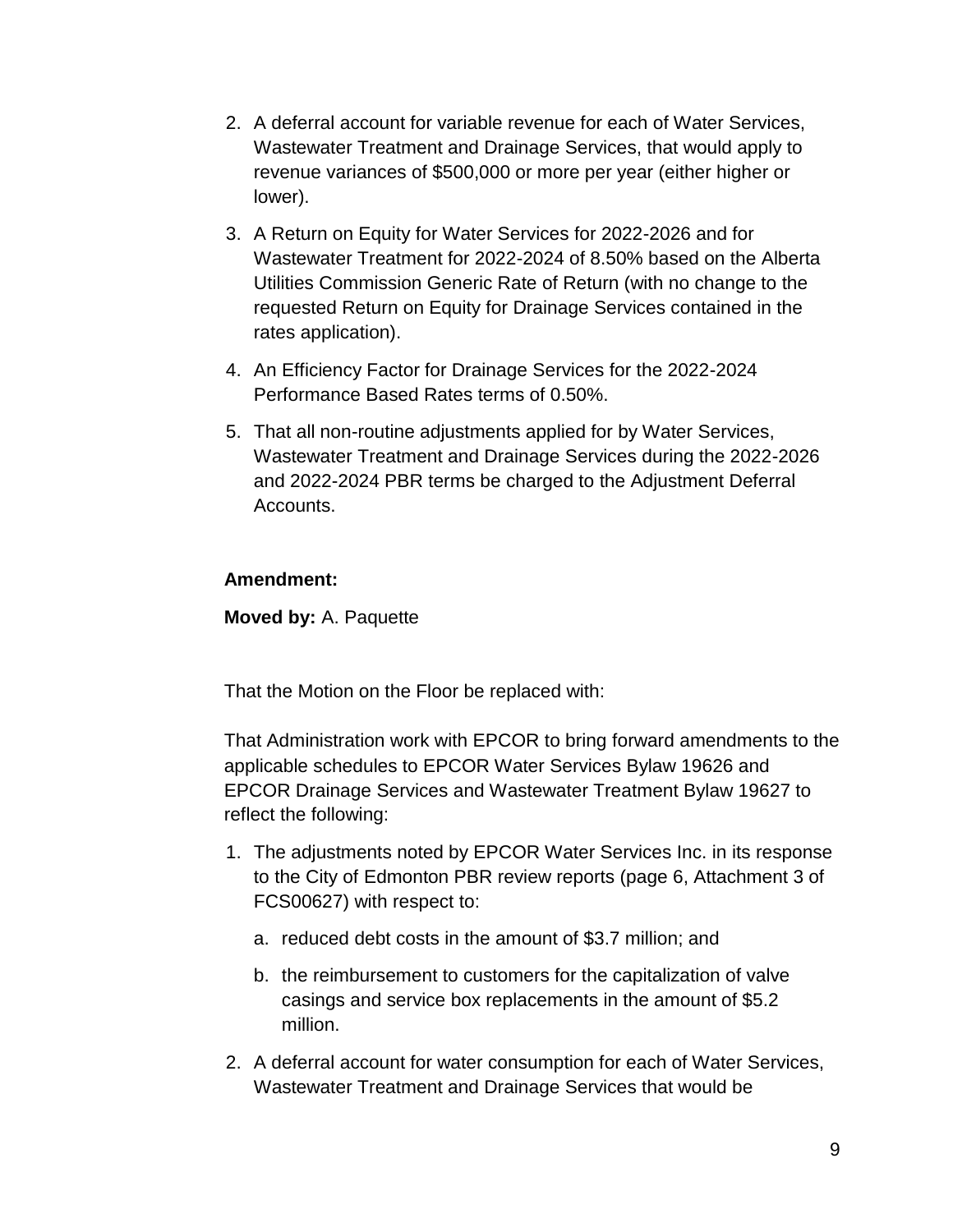2. A deferral account for variable revenue for each of Water Services, Wastewater Treatment and Drainage Services, that would apply to revenue variances of $500,000 or more per year (either higher or lower).
3. A Return on Equity for Water Services for 2022-2026 and for Wastewater Treatment for 2022-2024 of 8.50% based on the Alberta Utilities Commission Generic Rate of Return (with no change to the requested Return on Equity for Drainage Services contained in the rates application).
4. An Efficiency Factor for Drainage Services for the 2022-2024 Performance Based Rates terms of 0.50%.
5. That all non-routine adjustments applied for by Water Services, Wastewater Treatment and Drainage Services during the 2022-2026 and 2022-2024 PBR terms be charged to the Adjustment Deferral Accounts.

**Amendment:**

**Moved by:** A. Paquette

That the Motion on the Floor be replaced with:

That Administration work with EPCOR to bring forward amendments to the applicable schedules to EPCOR Water Services Bylaw 19626 and EPCOR Drainage Services and Wastewater Treatment Bylaw 19627 to reflect the following:

1. The adjustments noted by EPCOR Water Services Inc. in its response to the City of Edmonton PBR review reports (page 6, Attachment 3 of FCS00627) with respect to:
   a. reduced debt costs in the amount of $3.7 million; and
   b. the reimbursement to customers for the capitalization of valve casings and service box replacements in the amount of $5.2 million.
2. A deferral account for water consumption for each of Water Services, Wastewater Treatment and Drainage Services that would be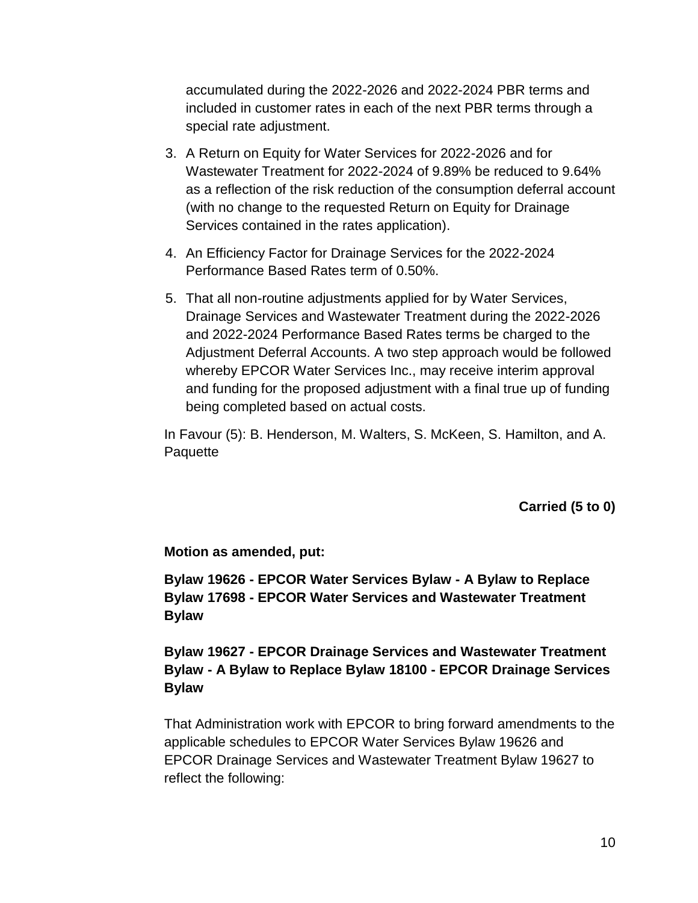accumulated during the 2022-2026 and 2022-2024 PBR terms and included in customer rates in each of the next PBR terms through a special rate adjustment.

3. A Return on Equity for Water Services for 2022-2026 and for Wastewater Treatment for 2022-2024 of 9.89% be reduced to 9.64% as a reflection of the risk reduction of the consumption deferral account (with no change to the requested Return on Equity for Drainage Services contained in the rates application).
4. An Efficiency Factor for Drainage Services for the 2022-2024 Performance Based Rates term of 0.50%.
5. That all non-routine adjustments applied for by Water Services, Drainage Services and Wastewater Treatment during the 2022-2026 and 2022-2024 Performance Based Rates terms be charged to the Adjustment Deferral Accounts. A two step approach would be followed whereby EPCOR Water Services Inc., may receive interim approval and funding for the proposed adjustment with a final true up of funding being completed based on actual costs.

In Favour (5): B. Henderson, M. Walters, S. McKeen, S. Hamilton, and A. Paquette

**Carried (5 to 0)**

**Motion as amended, put:**

**Bylaw 19626 - EPCOR Water Services Bylaw - A Bylaw to Replace Bylaw 17698 - EPCOR Water Services and Wastewater Treatment Bylaw**

**Bylaw 19627 - EPCOR Drainage Services and Wastewater Treatment Bylaw - A Bylaw to Replace Bylaw 18100 - EPCOR Drainage Services Bylaw**

That Administration work with EPCOR to bring forward amendments to the applicable schedules to EPCOR Water Services Bylaw 19626 and EPCOR Drainage Services and Wastewater Treatment Bylaw 19627 to reflect the following: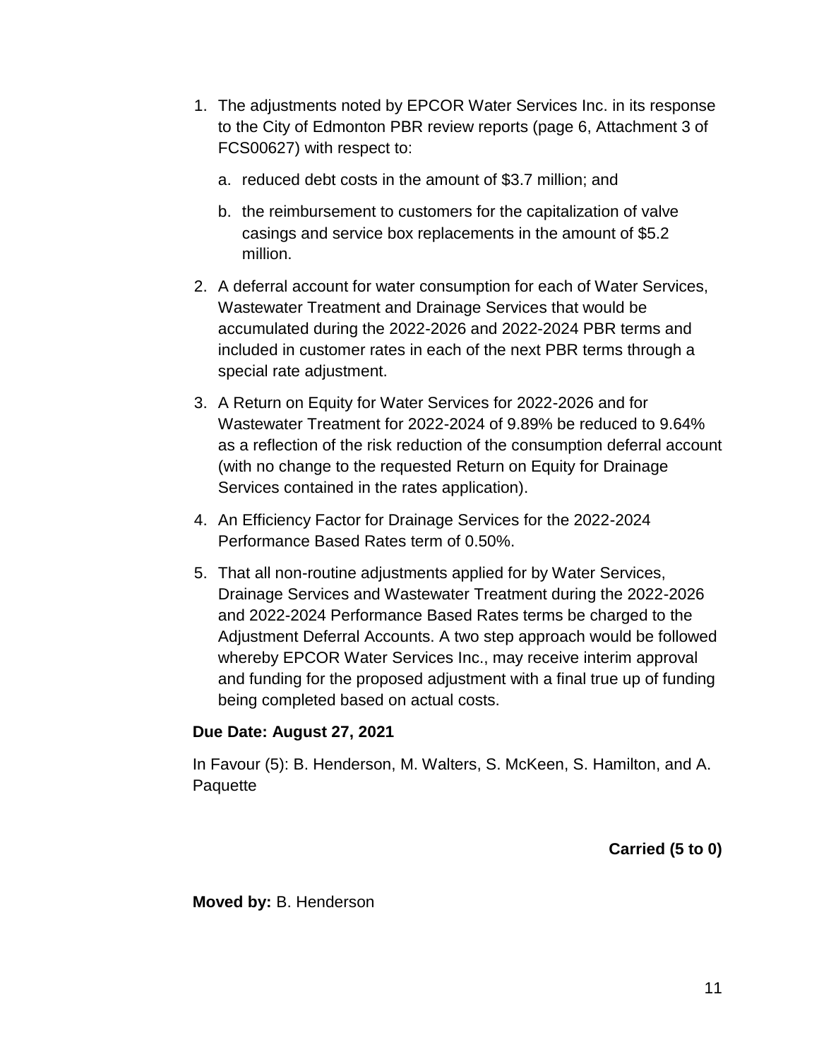1. The adjustments noted by EPCOR Water Services Inc. in its response to the City of Edmonton PBR review reports (page 6, Attachment 3 of FCS00627) with respect to:
   a. reduced debt costs in the amount of $3.7 million; and
   b. the reimbursement to customers for the capitalization of valve casings and service box replacements in the amount of $5.2 million.
2. A deferral account for water consumption for each of Water Services, Wastewater Treatment and Drainage Services that would be accumulated during the 2022-2026 and 2022-2024 PBR terms and included in customer rates in each of the next PBR terms through a special rate adjustment.
3. A Return on Equity for Water Services for 2022-2026 and for Wastewater Treatment for 2022-2024 of 9.89% be reduced to 9.64% as a reflection of the risk reduction of the consumption deferral account (with no change to the requested Return on Equity for Drainage Services contained in the rates application).
4. An Efficiency Factor for Drainage Services for the 2022-2024 Performance Based Rates term of 0.50%.
5. That all non-routine adjustments applied for by Water Services, Drainage Services and Wastewater Treatment during the 2022-2026 and 2022-2024 Performance Based Rates terms be charged to the Adjustment Deferral Accounts. A two step approach would be followed whereby EPCOR Water Services Inc., may receive interim approval and funding for the proposed adjustment with a final true up of funding being completed based on actual costs.

**Due Date: August 27, 2021**

In Favour (5): B. Henderson, M. Walters, S. McKeen, S. Hamilton, and A. Paquette

**Carried (5 to 0)**

**Moved by:** B. Henderson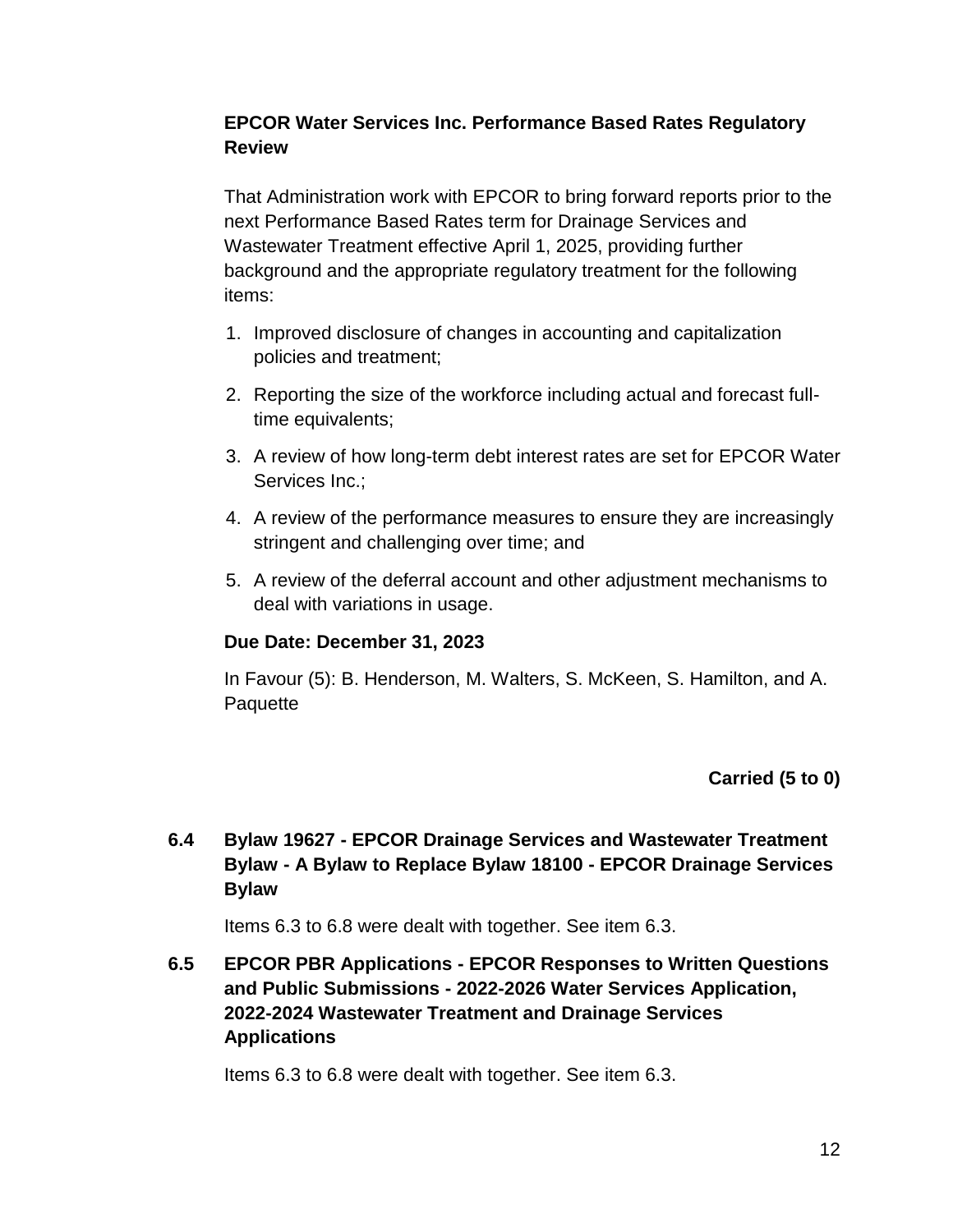**EPCOR Water Services Inc. Performance Based Rates Regulatory Review**

That Administration work with EPCOR to bring forward reports prior to the next Performance Based Rates term for Drainage Services and Wastewater Treatment effective April 1, 2025, providing further background and the appropriate regulatory treatment for the following items:

1. Improved disclosure of changes in accounting and capitalization policies and treatment;
2. Reporting the size of the workforce including actual and forecast full-time equivalents;
3. A review of how long-term debt interest rates are set for EPCOR Water Services Inc.;
4. A review of the performance measures to ensure they are increasingly stringent and challenging over time; and
5. A review of the deferral account and other adjustment mechanisms to deal with variations in usage.

**Due Date: December 31, 2023**

In Favour (5): B. Henderson, M. Walters, S. McKeen, S. Hamilton, and A. Paquette

**Carried (5 to 0)**

### 6.4 Bylaw 19627 - EPCOR Drainage Services and Wastewater Treatment Bylaw - A Bylaw to Replace Bylaw 18100 - EPCOR Drainage Services Bylaw

Items 6.3 to 6.8 were dealt with together. See item 6.3.

### 6.5 EPCOR PBR Applications - EPCOR Responses to Written Questions and Public Submissions - 2022-2026 Water Services Application, 2022-2024 Wastewater Treatment and Drainage Services Applications

Items 6.3 to 6.8 were dealt with together. See item 6.3.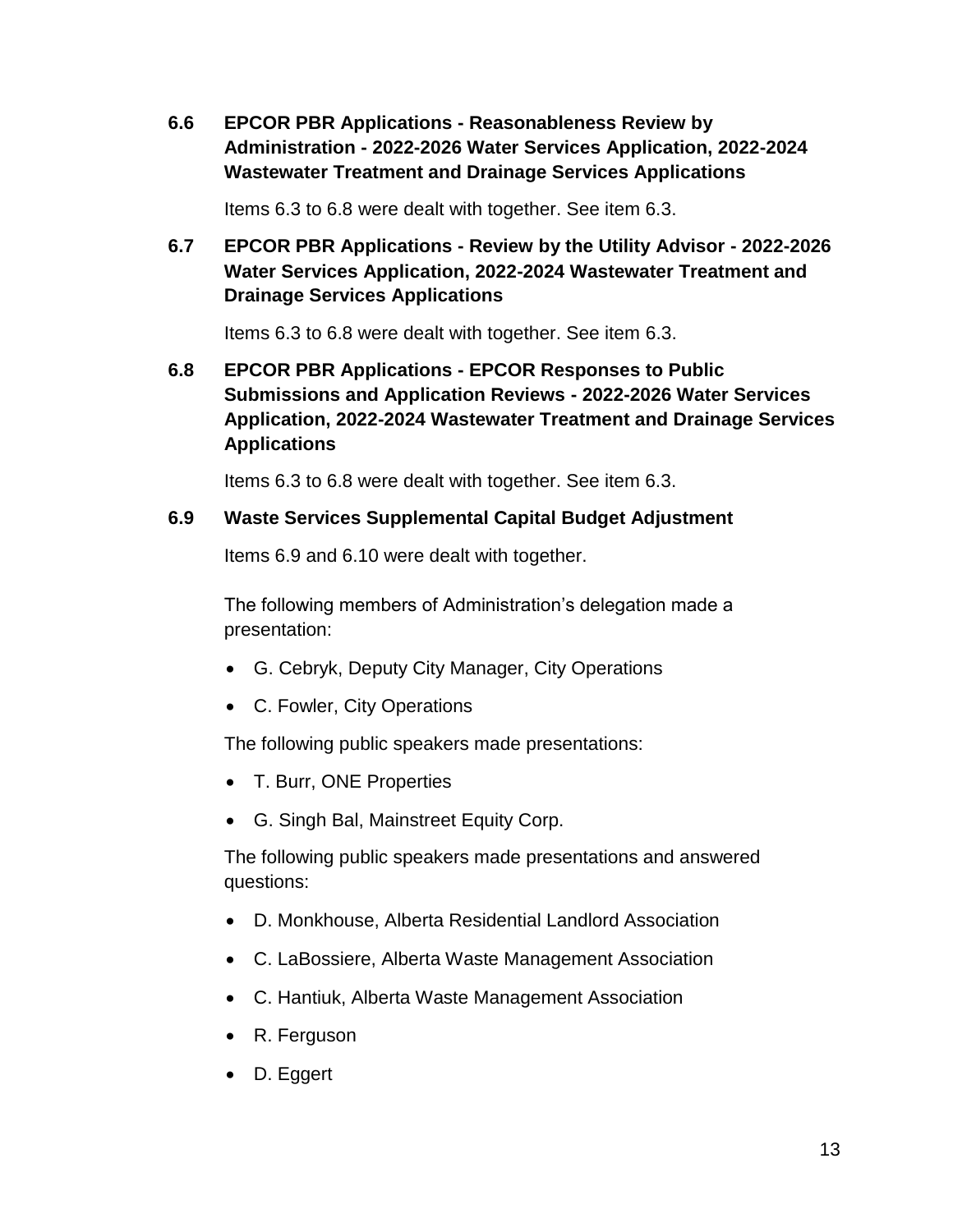### 6.6 EPCOR PBR Applications - Reasonableness Review by Administration - 2022-2026 Water Services Application, 2022-2024 Wastewater Treatment and Drainage Services Applications

Items 6.3 to 6.8 were dealt with together. See item 6.3.

### 6.7 EPCOR PBR Applications - Review by the Utility Advisor - 2022-2026 Water Services Application, 2022-2024 Wastewater Treatment and Drainage Services Applications

Items 6.3 to 6.8 were dealt with together. See item 6.3.

### 6.8 EPCOR PBR Applications - EPCOR Responses to Public Submissions and Application Reviews - 2022-2026 Water Services Application, 2022-2024 Wastewater Treatment and Drainage Services Applications

Items 6.3 to 6.8 were dealt with together. See item 6.3.

### 6.9 Waste Services Supplemental Capital Budget Adjustment

Items 6.9 and 6.10 were dealt with together.

The following members of Administration's delegation made a presentation:

- G. Cebryk, Deputy City Manager, City Operations
- C. Fowler, City Operations

The following public speakers made presentations:

- T. Burr, ONE Properties
- G. Singh Bal, Mainstreet Equity Corp.

The following public speakers made presentations and answered questions:

- D. Monkhouse, Alberta Residential Landlord Association
- C. LaBossiere, Alberta Waste Management Association
- C. Hantiuk, Alberta Waste Management Association
- R. Ferguson
- D. Eggert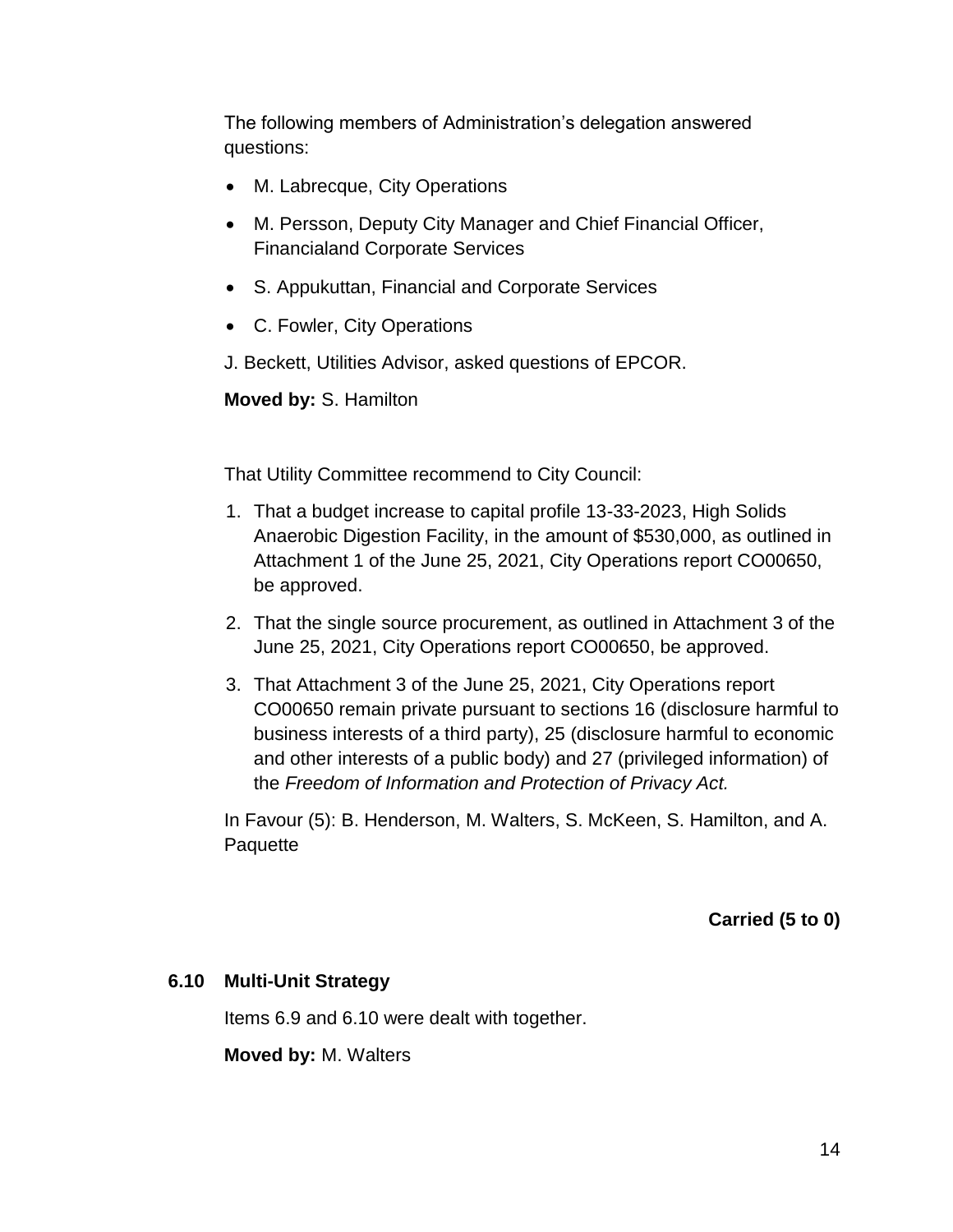The following members of Administration's delegation answered questions:

- M. Labrecque, City Operations
- M. Persson, Deputy City Manager and Chief Financial Officer, Financialand Corporate Services
- S. Appukuttan, Financial and Corporate Services
- C. Fowler, City Operations

J. Beckett, Utilities Advisor, asked questions of EPCOR.

**Moved by:** S. Hamilton

That Utility Committee recommend to City Council:

1. That a budget increase to capital profile 13-33-2023, High Solids Anaerobic Digestion Facility, in the amount of $530,000, as outlined in Attachment 1 of the June 25, 2021, City Operations report CO00650, be approved.
2. That the single source procurement, as outlined in Attachment 3 of the June 25, 2021, City Operations report CO00650, be approved.
3. That Attachment 3 of the June 25, 2021, City Operations report CO00650 remain private pursuant to sections 16 (disclosure harmful to business interests of a third party), 25 (disclosure harmful to economic and other interests of a public body) and 27 (privileged information) of the *Freedom of Information and Protection of Privacy Act.*

In Favour (5): B. Henderson, M. Walters, S. McKeen, S. Hamilton, and A. Paquette

**Carried (5 to 0)**

### 6.10 Multi-Unit Strategy

Items 6.9 and 6.10 were dealt with together.

**Moved by:** M. Walters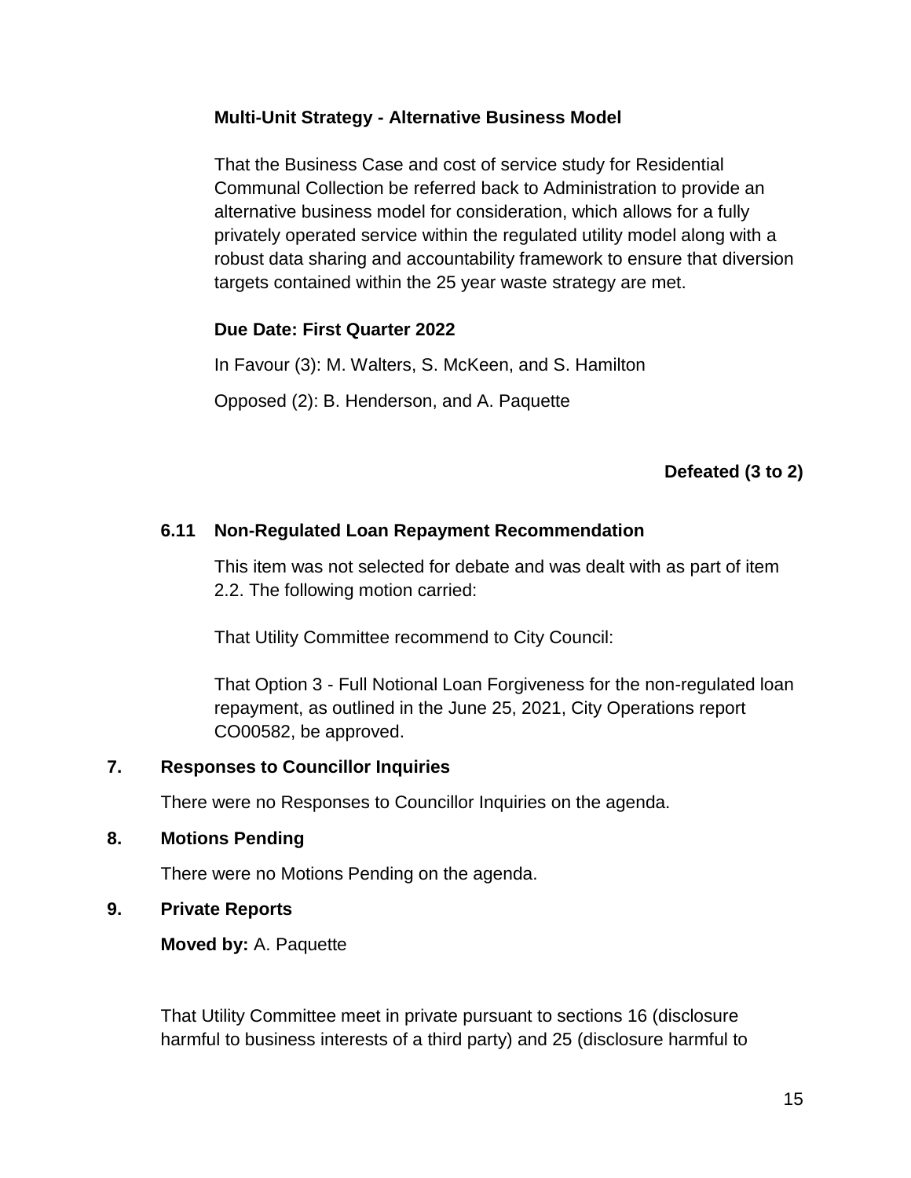**Multi-Unit Strategy - Alternative Business Model**

That the Business Case and cost of service study for Residential Communal Collection be referred back to Administration to provide an alternative business model for consideration, which allows for a fully privately operated service within the regulated utility model along with a robust data sharing and accountability framework to ensure that diversion targets contained within the 25 year waste strategy are met.

**Due Date: First Quarter 2022**

In Favour (3): M. Walters, S. McKeen, and S. Hamilton

Opposed (2): B. Henderson, and A. Paquette

**Defeated (3 to 2)**

### 6.11 Non-Regulated Loan Repayment Recommendation

This item was not selected for debate and was dealt with as part of item 2.2. The following motion carried:

That Utility Committee recommend to City Council:

That Option 3 - Full Notional Loan Forgiveness for the non-regulated loan repayment, as outlined in the June 25, 2021, City Operations report CO00582, be approved.

## 7. Responses to Councillor Inquiries

There were no Responses to Councillor Inquiries on the agenda.

## 8. Motions Pending

There were no Motions Pending on the agenda.

## 9. Private Reports

**Moved by:** A. Paquette

That Utility Committee meet in private pursuant to sections 16 (disclosure harmful to business interests of a third party) and 25 (disclosure harmful to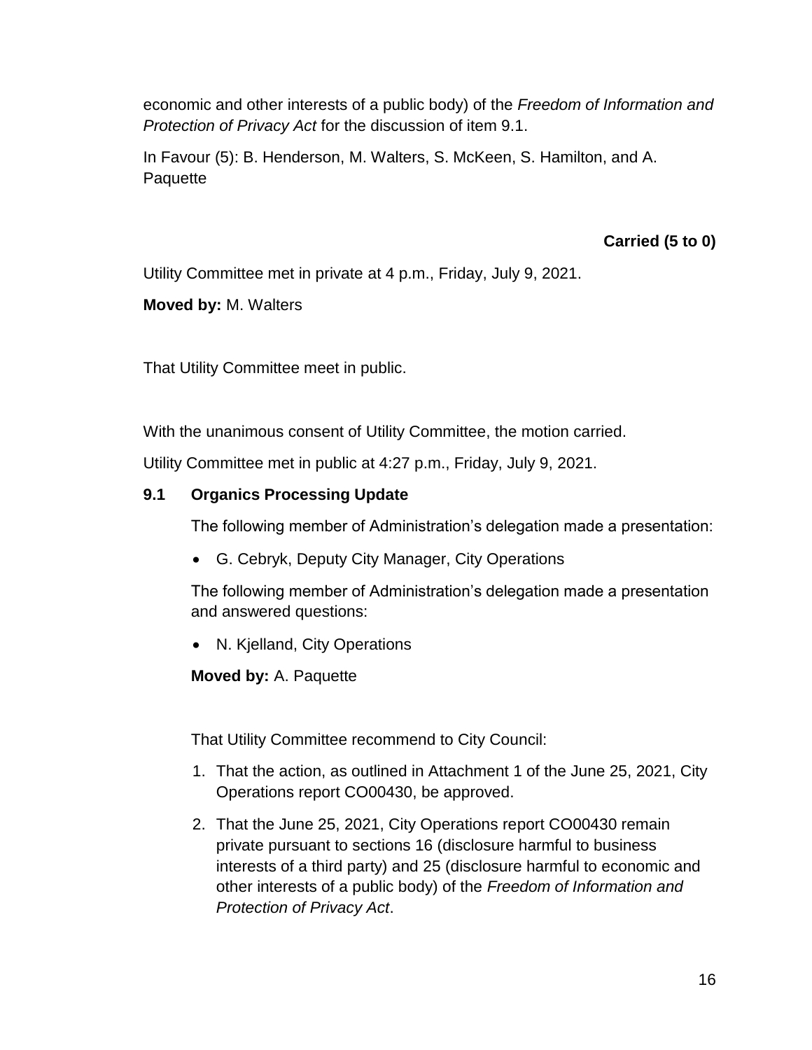economic and other interests of a public body) of the *Freedom of Information and Protection of Privacy Act* for the discussion of item 9.1.

In Favour (5): B. Henderson, M. Walters, S. McKeen, S. Hamilton, and A. Paquette

**Carried (5 to 0)**

Utility Committee met in private at 4 p.m., Friday, July 9, 2021.

**Moved by:** M. Walters

That Utility Committee meet in public.

With the unanimous consent of Utility Committee, the motion carried.

Utility Committee met in public at 4:27 p.m., Friday, July 9, 2021.

### 9.1 Organics Processing Update

The following member of Administration's delegation made a presentation:

- G. Cebryk, Deputy City Manager, City Operations

The following member of Administration's delegation made a presentation and answered questions:

- N. Kjelland, City Operations

**Moved by:** A. Paquette

That Utility Committee recommend to City Council:

1. That the action, as outlined in Attachment 1 of the June 25, 2021, City Operations report CO00430, be approved.
2. That the June 25, 2021, City Operations report CO00430 remain private pursuant to sections 16 (disclosure harmful to business interests of a third party) and 25 (disclosure harmful to economic and other interests of a public body) of the *Freedom of Information and Protection of Privacy Act*.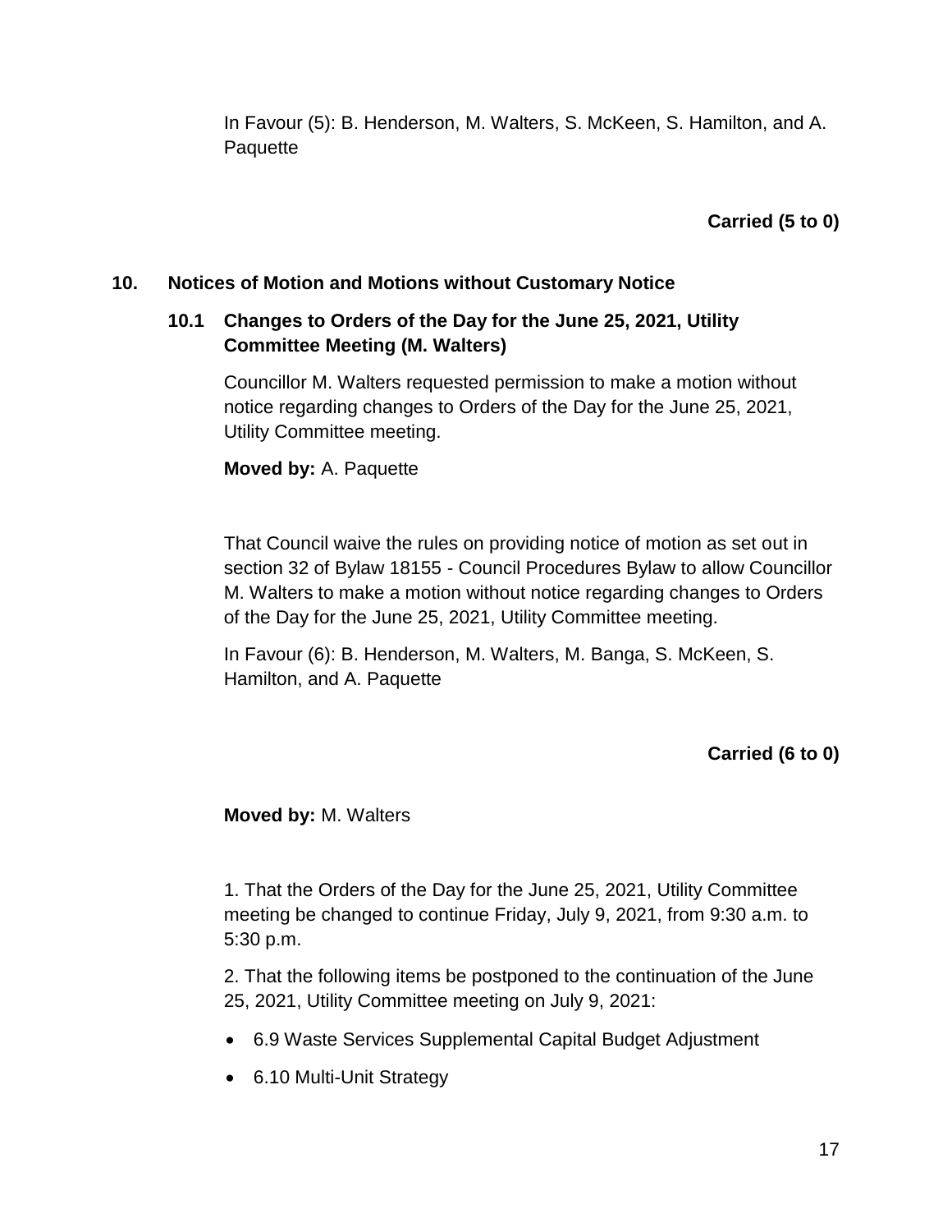In Favour (5): B. Henderson, M. Walters, S. McKeen, S. Hamilton, and A. Paquette

**Carried (5 to 0)**

## 10. Notices of Motion and Motions without Customary Notice

### 10.1 Changes to Orders of the Day for the June 25, 2021, Utility Committee Meeting (M. Walters)

Councillor M. Walters requested permission to make a motion without notice regarding changes to Orders of the Day for the June 25, 2021, Utility Committee meeting.

**Moved by:** A. Paquette

That Council waive the rules on providing notice of motion as set out in section 32 of Bylaw 18155 - Council Procedures Bylaw to allow Councillor M. Walters to make a motion without notice regarding changes to Orders of the Day for the June 25, 2021, Utility Committee meeting.

In Favour (6): B. Henderson, M. Walters, M. Banga, S. McKeen, S. Hamilton, and A. Paquette

**Carried (6 to 0)**

**Moved by:** M. Walters

1. That the Orders of the Day for the June 25, 2021, Utility Committee meeting be changed to continue Friday, July 9, 2021, from 9:30 a.m. to 5:30 p.m.

2. That the following items be postponed to the continuation of the June 25, 2021, Utility Committee meeting on July 9, 2021:

- 6.9 Waste Services Supplemental Capital Budget Adjustment
- 6.10 Multi-Unit Strategy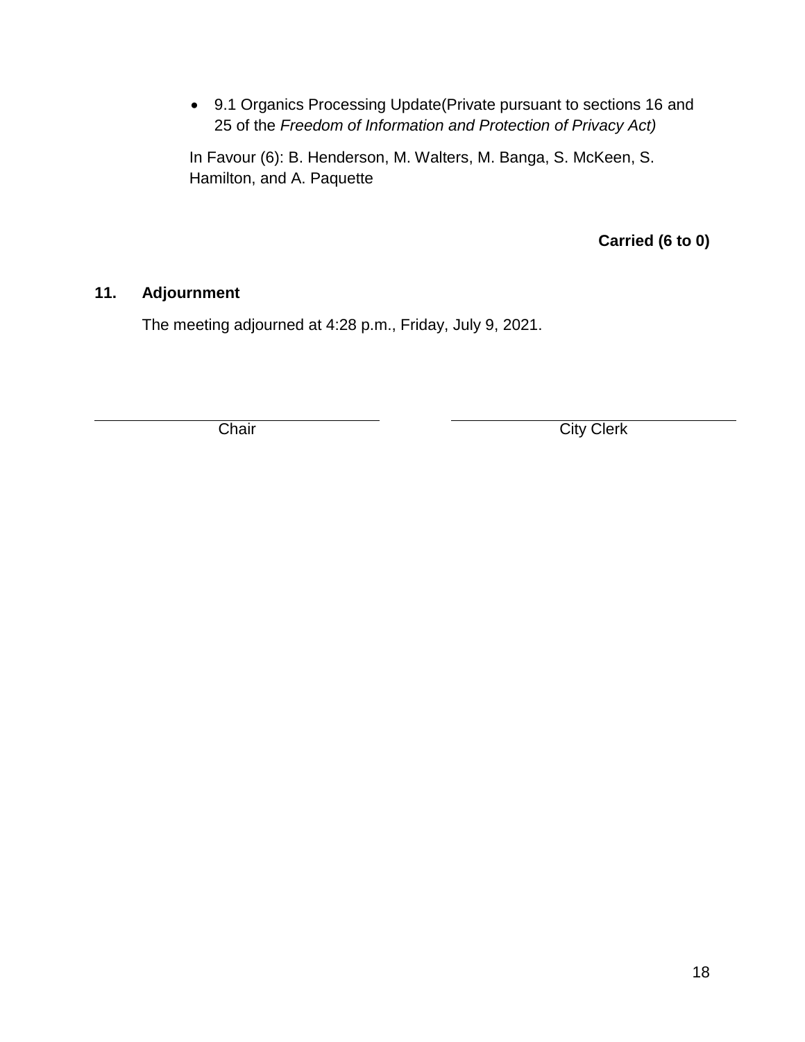- 9.1 Organics Processing Update(Private pursuant to sections 16 and 25 of the *Freedom of Information and Protection of Privacy Act)*

In Favour (6): B. Henderson, M. Walters, M. Banga, S. McKeen, S. Hamilton, and A. Paquette

**Carried (6 to 0)**

## 11. Adjournment

The meeting adjourned at 4:28 p.m., Friday, July 9, 2021.

Chair

City Clerk